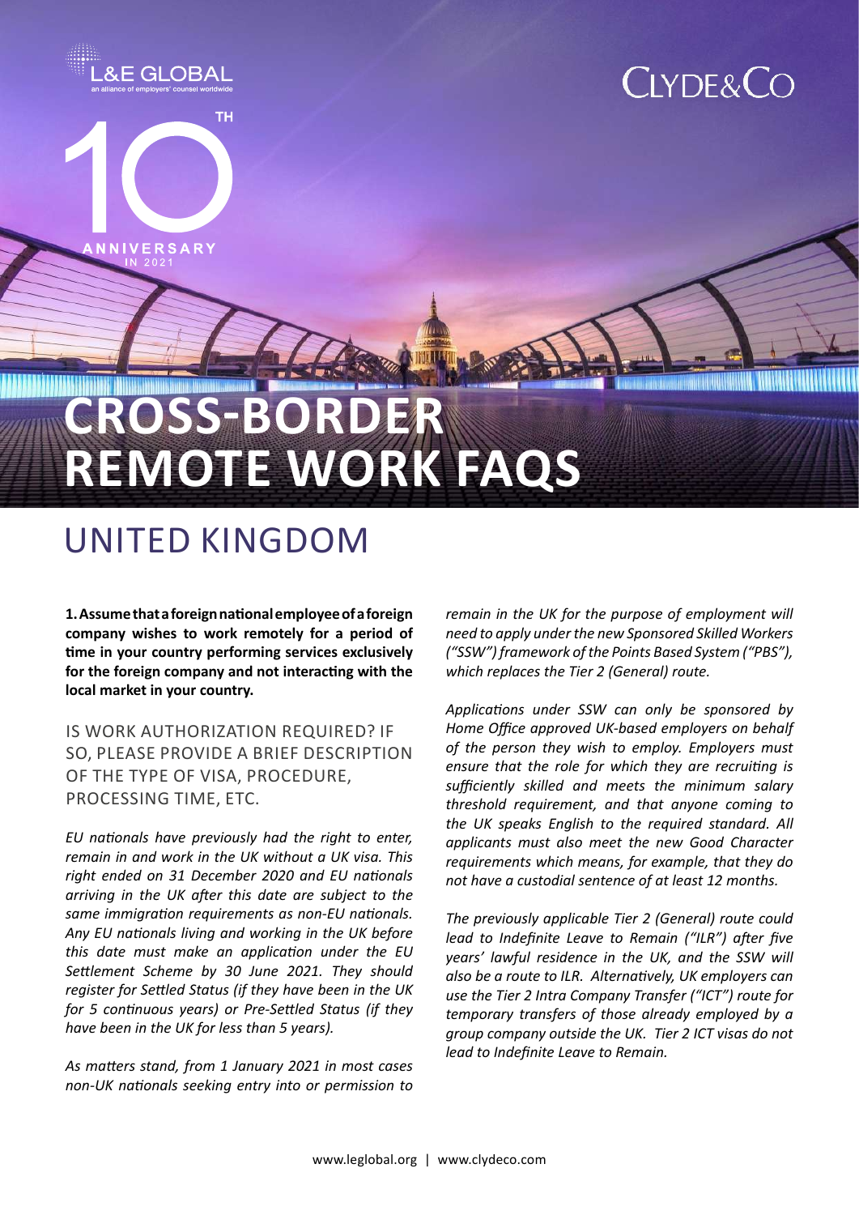# CROSS-BORDER REMOTE WORK FAQS

## UNITED KINGDOM

**1. Assume that a foreign national employee of a foreign company wishes to work remotely for a period of time in your country performing services exclusively for the foreign company and not interacting with the local market in your country.**

### IS WORK AUTHORIZATION REQUIRED? IF SO, PLEASE PROVIDE A BRIEF DESCRIPTION OF THE TYPE OF VISA, PROCEDURE, PROCESSING TIME, ETC.

*EU nationals have previously had the right to enter, remain in and work in the UK without a UK visa. This right ended on 31 December 2020 and EU nationals arriving in the UK after this date are subject to the same immigration requirements as non-EU nationals. Any EU nationals living and working in the UK before this date must make an application under the EU Settlement Scheme by 30 June 2021. They should register for Settled Status (if they have been in the UK for 5 continuous years) or Pre-Settled Status (if they have been in the UK for less than 5 years).*

*As matters stand, from 1 January 2021 in most cases non-UK nationals seeking entry into or permission to remain in the UK for the purpose of employment will need to apply under the new Sponsored Skilled Workers ("SSW") framework of the Points Based System ("PBS"), which replaces the Tier 2 (General) route.*

*Applications under SSW can only be sponsored by Home Office approved UK-based employers on behalf of the person they wish to employ. Employers must ensure that the role for which they are recruiting is sufficiently skilled and meets the minimum salary threshold requirement, and that anyone coming to the UK speaks English to the required standard. All applicants must also meet the new Good Character requirements which means, for example, that they do not have a custodial sentence of at least 12 months.*

*The previously applicable Tier 2 (General) route could lead to Indefinite Leave to Remain ("ILR") after five years' lawful residence in the UK, and the SSW will also be a route to ILR. Alternatively, UK employers can use the Tier 2 Intra Company Transfer ("ICT") route for temporary transfers of those already employed by a group company outside the UK. Tier 2 ICT visas do not lead to Indefinite Leave to Remain.*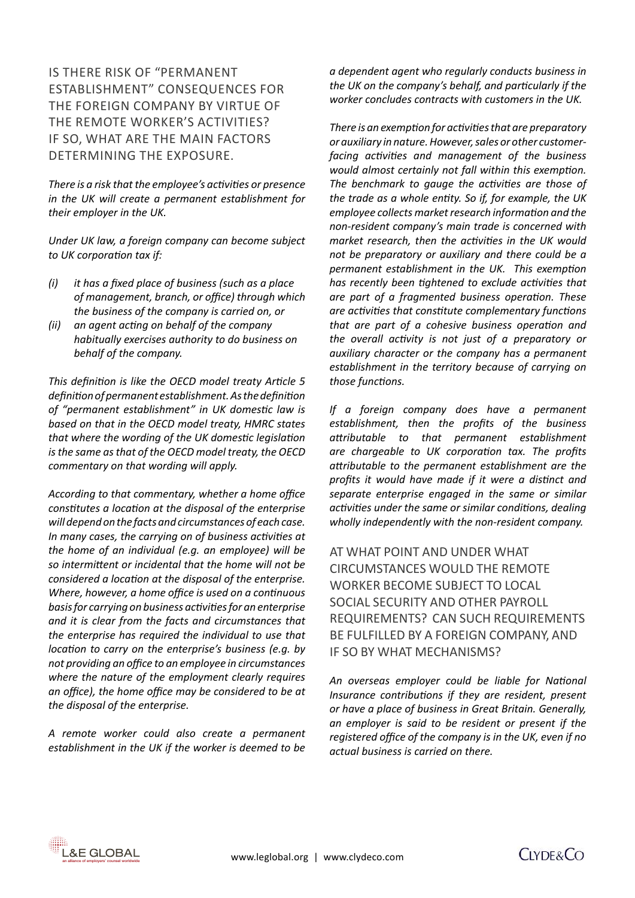## IS THERE RISK OF "PERMANENT ESTABLISHMENT" CONSEQUENCES FOR THE FOREIGN COMPANY BY VIRTUE OF THE REMOTE WORKER'S ACTIVITIES? IF SO, WHAT ARE THE MAIN FACTORS DETERMINING THE EXPOSURE.

*There is a risk that the employee's activities or presence in the UK will create a permanent establishment for their employer in the UK.*

*Under UK law, a foreign company can become subject to UK corporation tax if:*

*(i) it has a fixed place of business (such as a place of management, branch, or office) through which the business of the company is carried on, or*

*(ii) an agent acting on behalf of the company habitually exercises authority to do business on behalf of the company.*

*This definition is like the OECD model treaty Article 5 definition of permanent establishment. As the definition of "permanent establishment" in UK domestic law is based on that in the OECD model treaty, HMRC states that where the wording of the UK domestic legislation is the same as that of the OECD model treaty, the OECD commentary on that wording will apply.*

*According to that commentary, whether a home office constitutes a location at the disposal of the enterprise will depend on the facts and circumstances of each case. In many cases, the carrying on of business activities at the home of an individual (e.g. an employee) will be so intermittent or incidental that the home will not be considered a location at the disposal of the enterprise. Where, however, a home office is used on a continuous basis for carrying on business activities for an enterprise and it is clear from the facts and circumstances that the enterprise has required the individual to use that location to carry on the enterprise's business (e.g. by not providing an office to an employee in circumstances where the nature of the employment clearly requires an office), the home office may be considered to be at the disposal of the enterprise.*

*A remote worker could also create a permanent establishment in the UK if the worker is deemed to be a dependent agent who regularly conducts business in the UK on the company's behalf, and particularly if the worker concludes contracts with customers in the UK.*

*There is an exemption for activities that are preparatory or auxiliary in nature. However, sales or other customer-facing activities and management of the business would almost certainly not fall within this exemption. The benchmark to gauge the activities are those of the trade as a whole entity. So if, for example, the UK employee collects market research information and the non-resident company's main trade is concerned with market research, then the activities in the UK would not be preparatory or auxiliary and there could be a permanent establishment in the UK. This exemption has recently been tightened to exclude activities that are part of a fragmented business operation. These are activities that constitute complementary functions that are part of a cohesive business operation and the overall activity is not just of a preparatory or auxiliary character or the company has a permanent establishment in the territory because of carrying on those functions.*

*If a foreign company does have a permanent establishment, then the profits of the business attributable to that permanent establishment are chargeable to UK corporation tax. The profits attributable to the permanent establishment are the profits it would have made if it were a distinct and separate enterprise engaged in the same or similar activities under the same or similar conditions, dealing wholly independently with the non-resident company.*

## AT WHAT POINT AND UNDER WHAT CIRCUMSTANCES WOULD THE REMOTE WORKER BECOME SUBJECT TO LOCAL SOCIAL SECURITY AND OTHER PAYROLL REQUIREMENTS? CAN SUCH REQUIREMENTS BE FULFILLED BY A FOREIGN COMPANY, AND IF SO BY WHAT MECHANISMS?

*An overseas employer could be liable for National Insurance contributions if they are resident, present or have a place of business in Great Britain. Generally, an employer is said to be resident or present if the registered office of the company is in the UK, even if no actual business is carried on there.*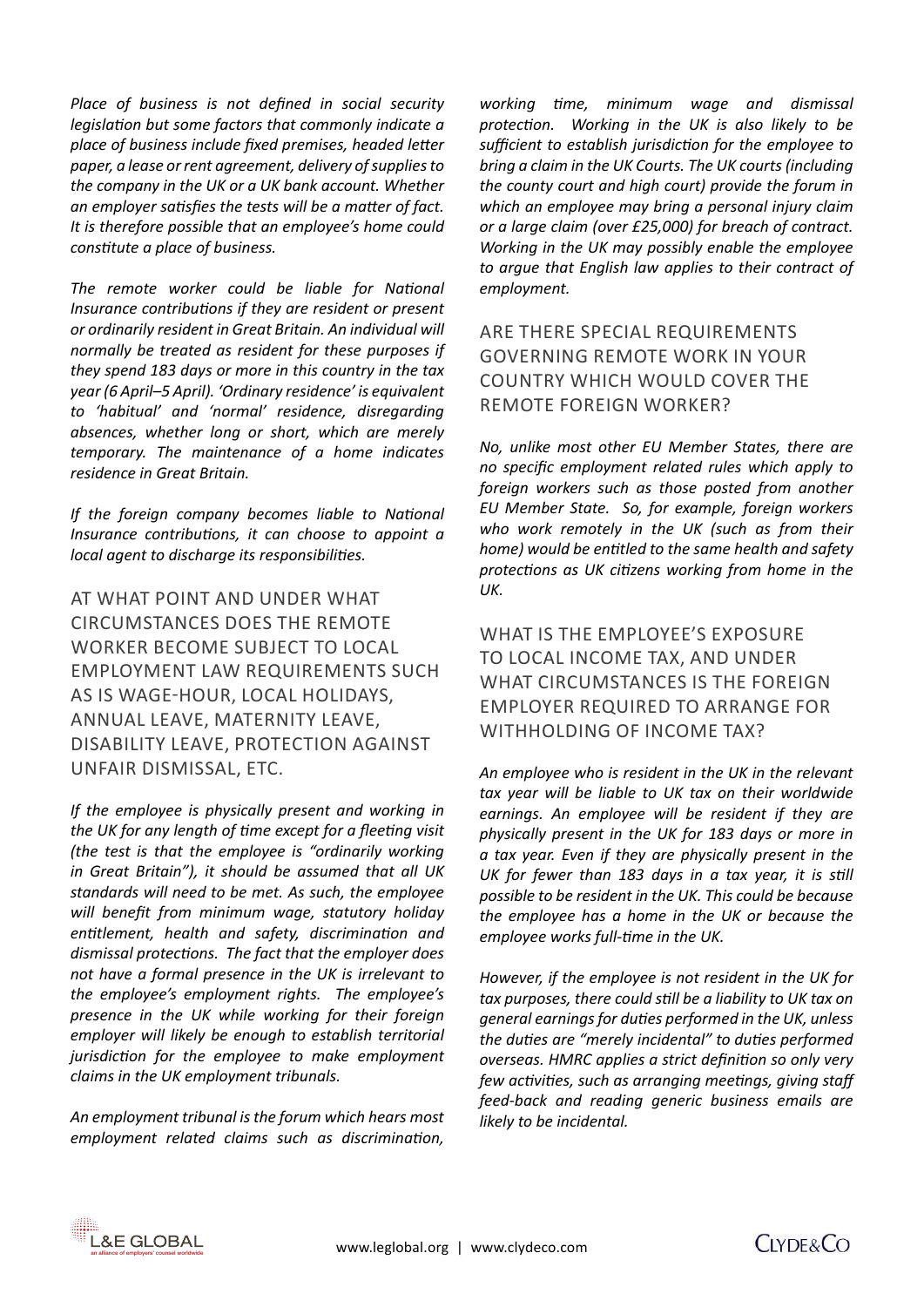*Place of business is not defined in social security legislation but some factors that commonly indicate a place of business include fixed premises, headed letter paper, a lease or rent agreement, delivery of supplies to the company in the UK or a UK bank account. Whether an employer satisfies the tests will be a matter of fact. It is therefore possible that an employee's home could constitute a place of business.*

*The remote worker could be liable for National Insurance contributions if they are resident or present or ordinarily resident in Great Britain. An individual will normally be treated as resident for these purposes if they spend 183 days or more in this country in the tax year (6 April–5 April). 'Ordinary residence' is equivalent to 'habitual' and 'normal' residence, disregarding absences, whether long or short, which are merely temporary. The maintenance of a home indicates residence in Great Britain.*

*If the foreign company becomes liable to National Insurance contributions, it can choose to appoint a local agent to discharge its responsibilities.*

## AT WHAT POINT AND UNDER WHAT CIRCUMSTANCES DOES THE REMOTE WORKER BECOME SUBJECT TO LOCAL EMPLOYMENT LAW REQUIREMENTS SUCH AS IS WAGE-HOUR, LOCAL HOLIDAYS, ANNUAL LEAVE, MATERNITY LEAVE, DISABILITY LEAVE, PROTECTION AGAINST UNFAIR DISMISSAL, ETC.

*If the employee is physically present and working in the UK for any length of time except for a fleeting visit (the test is that the employee is "ordinarily working in Great Britain"), it should be assumed that all UK standards will need to be met. As such, the employee will benefit from minimum wage, statutory holiday entitlement, health and safety, discrimination and dismissal protections. The fact that the employer does not have a formal presence in the UK is irrelevant to the employee's employment rights. The employee's presence in the UK while working for their foreign employer will likely be enough to establish territorial jurisdiction for the employee to make employment claims in the UK employment tribunals.*

*An employment tribunal is the forum which hears most employment related claims such as discrimination, working time, minimum wage and dismissal protection. Working in the UK is also likely to be sufficient to establish jurisdiction for the employee to bring a claim in the UK Courts. The UK courts (including the county court and high court) provide the forum in which an employee may bring a personal injury claim or a large claim (over £25,000) for breach of contract. Working in the UK may possibly enable the employee to argue that English law applies to their contract of employment.*

## ARE THERE SPECIAL REQUIREMENTS GOVERNING REMOTE WORK IN YOUR COUNTRY WHICH WOULD COVER THE REMOTE FOREIGN WORKER?

*No, unlike most other EU Member States, there are no specific employment related rules which apply to foreign workers such as those posted from another EU Member State. So, for example, foreign workers who work remotely in the UK (such as from their home) would be entitled to the same health and safety protections as UK citizens working from home in the UK.*

## WHAT IS THE EMPLOYEE'S EXPOSURE TO LOCAL INCOME TAX, AND UNDER WHAT CIRCUMSTANCES IS THE FOREIGN EMPLOYER REQUIRED TO ARRANGE FOR WITHHOLDING OF INCOME TAX?

*An employee who is resident in the UK in the relevant tax year will be liable to UK tax on their worldwide earnings. An employee will be resident if they are physically present in the UK for 183 days or more in a tax year. Even if they are physically present in the UK for fewer than 183 days in a tax year, it is still possible to be resident in the UK. This could be because the employee has a home in the UK or because the employee works full-time in the UK.*

*However, if the employee is not resident in the UK for tax purposes, there could still be a liability to UK tax on general earnings for duties performed in the UK, unless the duties are "merely incidental" to duties performed overseas. HMRC applies a strict definition so only very few activities, such as arranging meetings, giving staff feed-back and reading generic business emails are likely to be incidental.*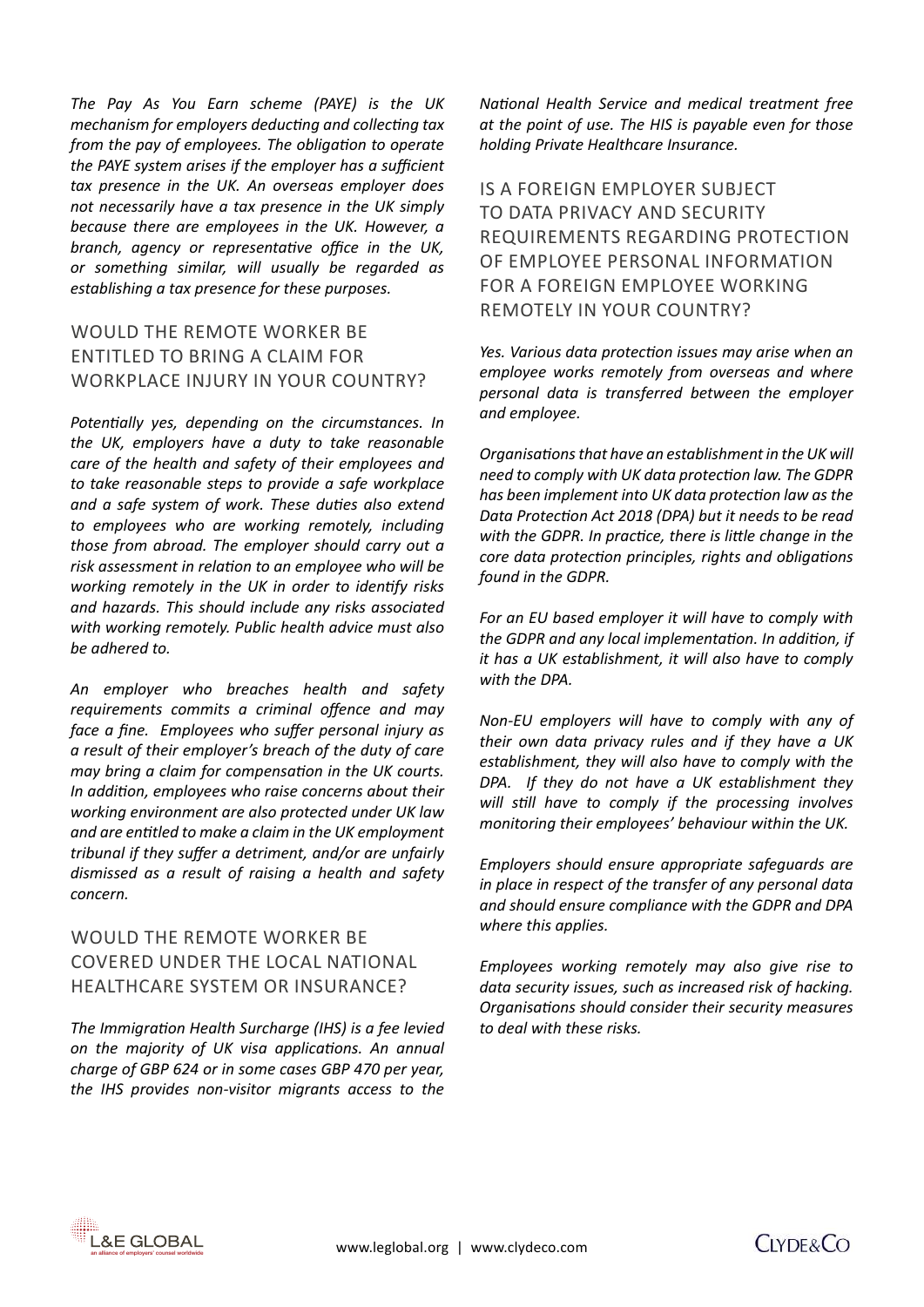*The Pay As You Earn scheme (PAYE) is the UK mechanism for employers deducting and collecting tax from the pay of employees. The obligation to operate the PAYE system arises if the employer has a sufficient tax presence in the UK. An overseas employer does not necessarily have a tax presence in the UK simply because there are employees in the UK. However, a branch, agency or representative office in the UK, or something similar, will usually be regarded as establishing a tax presence for these purposes.*

## WOULD THE REMOTE WORKER BE ENTITLED TO BRING A CLAIM FOR WORKPLACE INJURY IN YOUR COUNTRY?

*Potentially yes, depending on the circumstances. In the UK, employers have a duty to take reasonable care of the health and safety of their employees and to take reasonable steps to provide a safe workplace and a safe system of work. These duties also extend to employees who are working remotely, including those from abroad. The employer should carry out a risk assessment in relation to an employee who will be working remotely in the UK in order to identify risks and hazards. This should include any risks associated with working remotely. Public health advice must also be adhered to.*

*An employer who breaches health and safety requirements commits a criminal offence and may face a fine. Employees who suffer personal injury as a result of their employer's breach of the duty of care may bring a claim for compensation in the UK courts. In addition, employees who raise concerns about their working environment are also protected under UK law and are entitled to make a claim in the UK employment tribunal if they suffer a detriment, and/or are unfairly dismissed as a result of raising a health and safety concern.*

## WOULD THE REMOTE WORKER BE COVERED UNDER THE LOCAL NATIONAL HEALTHCARE SYSTEM OR INSURANCE?

*The Immigration Health Surcharge (IHS) is a fee levied on the majority of UK visa applications. An annual charge of GBP 624 or in some cases GBP 470 per year, the IHS provides non-visitor migrants access to the National Health Service and medical treatment free at the point of use. The HIS is payable even for those holding Private Healthcare Insurance.*

## IS A FOREIGN EMPLOYER SUBJECT TO DATA PRIVACY AND SECURITY REQUIREMENTS REGARDING PROTECTION OF EMPLOYEE PERSONAL INFORMATION FOR A FOREIGN EMPLOYEE WORKING REMOTELY IN YOUR COUNTRY?

*Yes. Various data protection issues may arise when an employee works remotely from overseas and where personal data is transferred between the employer and employee.*

*Organisations that have an establishment in the UK will need to comply with UK data protection law. The GDPR has been implement into UK data protection law as the Data Protection Act 2018 (DPA) but it needs to be read with the GDPR. In practice, there is little change in the core data protection principles, rights and obligations found in the GDPR.*

*For an EU based employer it will have to comply with the GDPR and any local implementation. In addition, if it has a UK establishment, it will also have to comply with the DPA.*

*Non-EU employers will have to comply with any of their own data privacy rules and if they have a UK establishment, they will also have to comply with the DPA. If they do not have a UK establishment they will still have to comply if the processing involves monitoring their employees' behaviour within the UK.*

*Employers should ensure appropriate safeguards are in place in respect of the transfer of any personal data and should ensure compliance with the GDPR and DPA where this applies.*

*Employees working remotely may also give rise to data security issues, such as increased risk of hacking. Organisations should consider their security measures to deal with these risks.*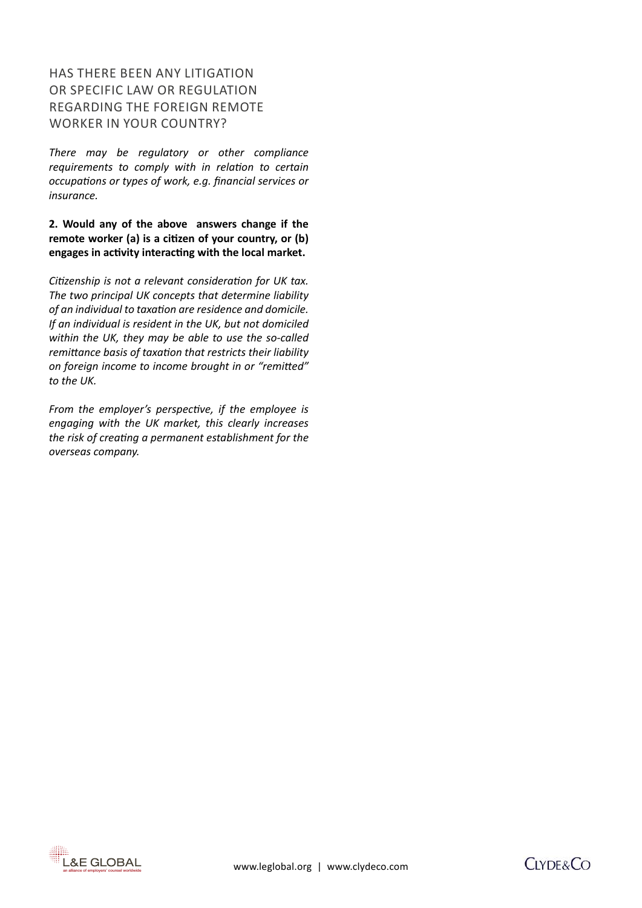## HAS THERE BEEN ANY LITIGATION OR SPECIFIC LAW OR REGULATION REGARDING THE FOREIGN REMOTE WORKER IN YOUR COUNTRY?

*There may be regulatory or other compliance requirements to comply with in relation to certain occupations or types of work, e.g. financial services or insurance.*

**2. Would any of the above answers change if the remote worker (a) is a citizen of your country, or (b) engages in activity interacting with the local market.**

*Citizenship is not a relevant consideration for UK tax. The two principal UK concepts that determine liability of an individual to taxation are residence and domicile. If an individual is resident in the UK, but not domiciled within the UK, they may be able to use the so-called remittance basis of taxation that restricts their liability on foreign income to income brought in or "remitted" to the UK.*

*From the employer's perspective, if the employee is engaging with the UK market, this clearly increases the risk of creating a permanent establishment for the overseas company.*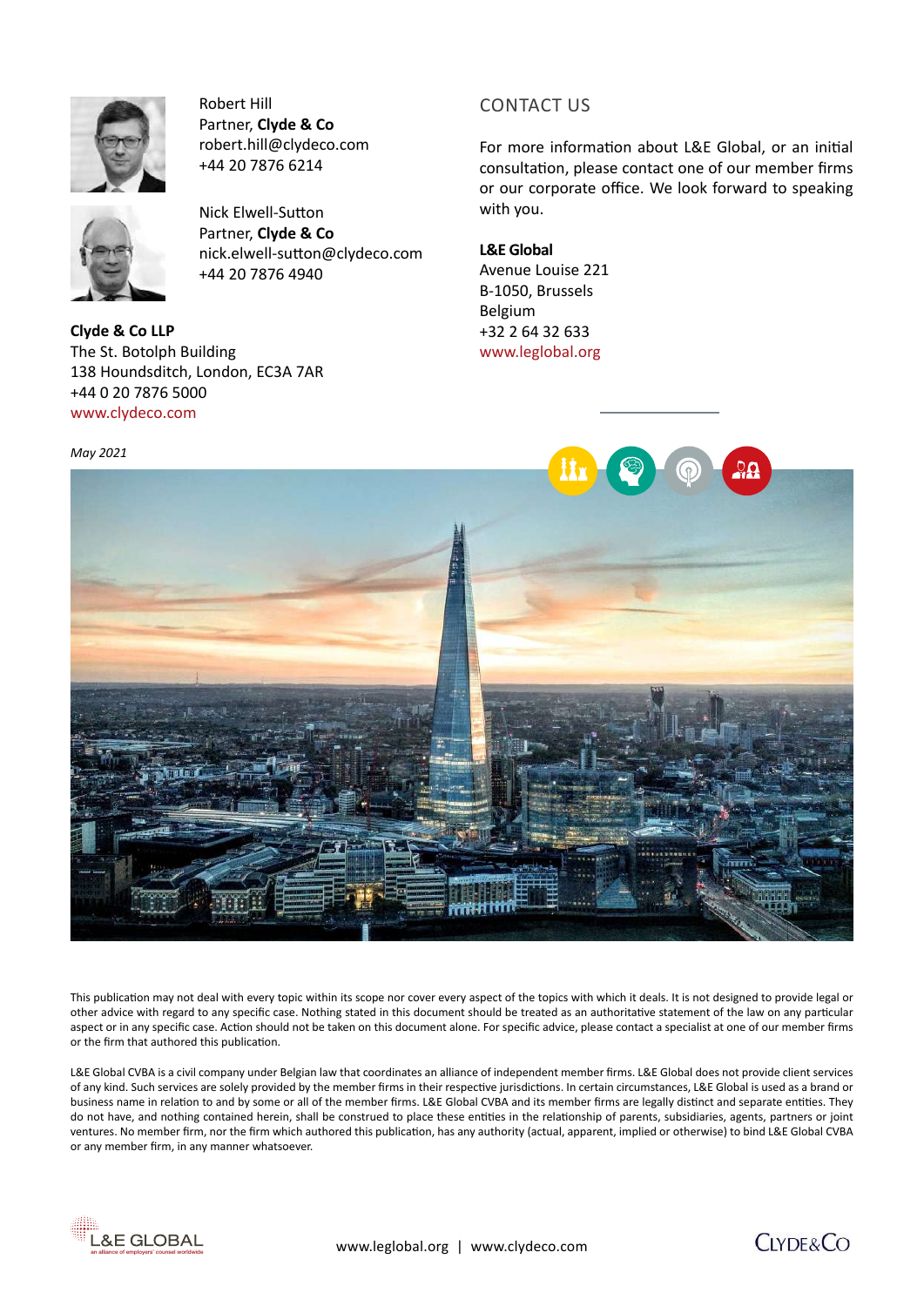Robert Hill
Partner, **Clyde & Co**
robert.hill@clydeco.com
+44 20 7876 6214

Nick Elwell-Sutton
Partner, **Clyde & Co**
nick.elwell-sutton@clydeco.com
+44 20 7876 4940

**Clyde & Co LLP**
The St. Botolph Building
138 Houndsditch, London, EC3A 7AR
+44 0 20 7876 5000
www.clydeco.com

## CONTACT US

For more information about L&E Global, or an initial consultation, please contact one of our member firms or our corporate office. We look forward to speaking with you.

**L&E Global**
Avenue Louise 221
B-1050, Brussels
Belgium
+32 2 64 32 633
www.leglobal.org

*May 2021*

This publication may not deal with every topic within its scope nor cover every aspect of the topics with which it deals. It is not designed to provide legal or other advice with regard to any specific case. Nothing stated in this document should be treated as an authoritative statement of the law on any particular aspect or in any specific case. Action should not be taken on this document alone. For specific advice, please contact a specialist at one of our member firms or the firm that authored this publication.

L&E Global CVBA is a civil company under Belgian law that coordinates an alliance of independent member firms. L&E Global does not provide client services of any kind. Such services are solely provided by the member firms in their respective jurisdictions. In certain circumstances, L&E Global is used as a brand or business name in relation to and by some or all of the member firms. L&E Global CVBA and its member firms are legally distinct and separate entities. They do not have, and nothing contained herein, shall be construed to place these entities in the relationship of parents, subsidiaries, agents, partners or joint ventures. No member firm, nor the firm which authored this publication, has any authority (actual, apparent, implied or otherwise) to bind L&E Global CVBA or any member firm, in any manner whatsoever.

www.leglobal.org | www.clydeco.com